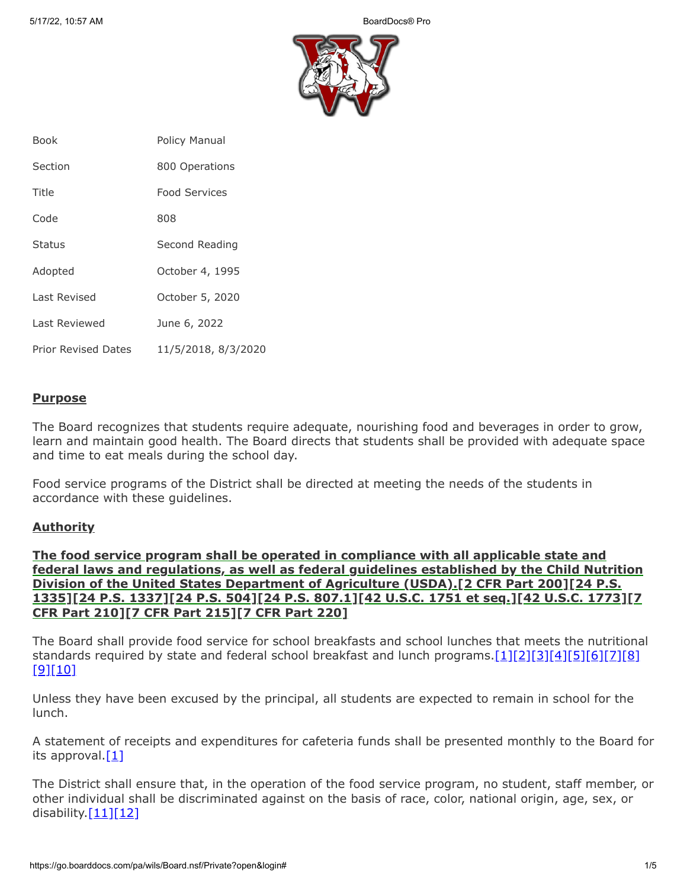| | |
|---|---|
| Book | Policy Manual |
| Section | 800 Operations |
| Title | Food Services |
| Code | 808 |
| Status | Second Reading |
| Adopted | October 4, 1995 |
| Last Revised | October 5, 2020 |
| Last Reviewed | June 6, 2022 |
| Prior Revised Dates | 11/5/2018, 8/3/2020 |

## Purpose

The Board recognizes that students require adequate, nourishing food and beverages in order to grow, learn and maintain good health. The Board directs that students shall be provided with adequate space and time to eat meals during the school day.

Food service programs of the District shall be directed at meeting the needs of the students in accordance with these guidelines.

## Authority

**The food service program shall be operated in compliance with all applicable state and federal laws and regulations, as well as federal guidelines established by the Child Nutrition Division of the United States Department of Agriculture (USDA).[2 CFR Part 200][24 P.S. 1335][24 P.S. 1337][24 P.S. 504][24 P.S. 807.1][42 U.S.C. 1751 et seq.][42 U.S.C. 1773][7 CFR Part 210][7 CFR Part 215][7 CFR Part 220]**

The Board shall provide food service for school breakfasts and school lunches that meets the nutritional standards required by state and federal school breakfast and lunch programs.[1][2][3][4][5][6][7][8][9][10]

Unless they have been excused by the principal, all students are expected to remain in school for the lunch.

A statement of receipts and expenditures for cafeteria funds shall be presented monthly to the Board for its approval.[1]

The District shall ensure that, in the operation of the food service program, no student, staff member, or other individual shall be discriminated against on the basis of race, color, national origin, age, sex, or disability.[11][12]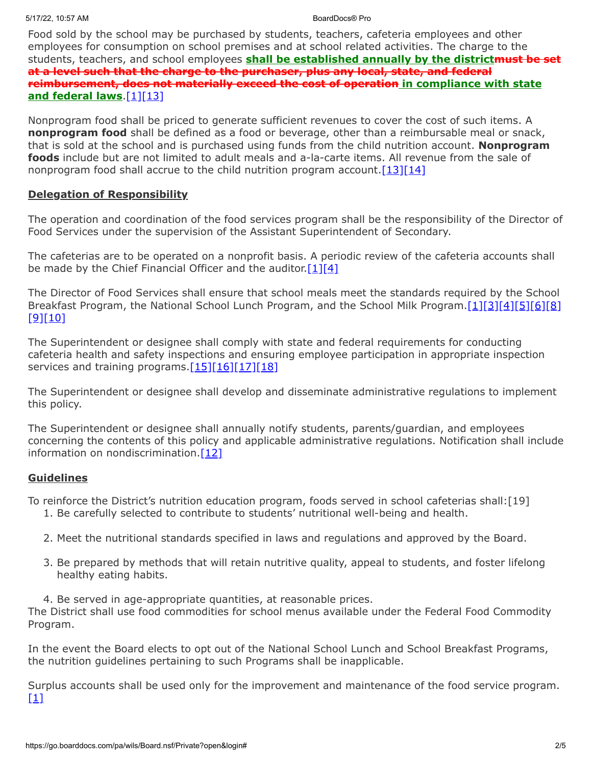Food sold by the school may be purchased by students, teachers, cafeteria employees and other employees for consumption on school premises and at school related activities. The charge to the students, teachers, and school employees **shall be established annually by the district**~~must be set at a level such that the charge to the purchaser, plus any local, state, and federal reimbursement, does not materially exceed the cost of operation~~ **in compliance with state and federal laws**.[1][13]

Nonprogram food shall be priced to generate sufficient revenues to cover the cost of such items. A **nonprogram food** shall be defined as a food or beverage, other than a reimbursable meal or snack, that is sold at the school and is purchased using funds from the child nutrition account. **Nonprogram foods** include but are not limited to adult meals and a-la-carte items. All revenue from the sale of nonprogram food shall accrue to the child nutrition program account.[13][14]

## Delegation of Responsibility

The operation and coordination of the food services program shall be the responsibility of the Director of Food Services under the supervision of the Assistant Superintendent of Secondary.

The cafeterias are to be operated on a nonprofit basis. A periodic review of the cafeteria accounts shall be made by the Chief Financial Officer and the auditor.[1][4]

The Director of Food Services shall ensure that school meals meet the standards required by the School Breakfast Program, the National School Lunch Program, and the School Milk Program.[1][3][4][5][6][8][9][10]

The Superintendent or designee shall comply with state and federal requirements for conducting cafeteria health and safety inspections and ensuring employee participation in appropriate inspection services and training programs.[15][16][17][18]

The Superintendent or designee shall develop and disseminate administrative regulations to implement this policy.

The Superintendent or designee shall annually notify students, parents/guardian, and employees concerning the contents of this policy and applicable administrative regulations. Notification shall include information on nondiscrimination.[12]

## Guidelines

To reinforce the District's nutrition education program, foods served in school cafeterias shall:[19]

1. Be carefully selected to contribute to students' nutritional well-being and health.
2. Meet the nutritional standards specified in laws and regulations and approved by the Board.
3. Be prepared by methods that will retain nutritive quality, appeal to students, and foster lifelong healthy eating habits.
4. Be served in age-appropriate quantities, at reasonable prices.

The District shall use food commodities for school menus available under the Federal Food Commodity Program.

In the event the Board elects to opt out of the National School Lunch and School Breakfast Programs, the nutrition guidelines pertaining to such Programs shall be inapplicable.

Surplus accounts shall be used only for the improvement and maintenance of the food service program.[1]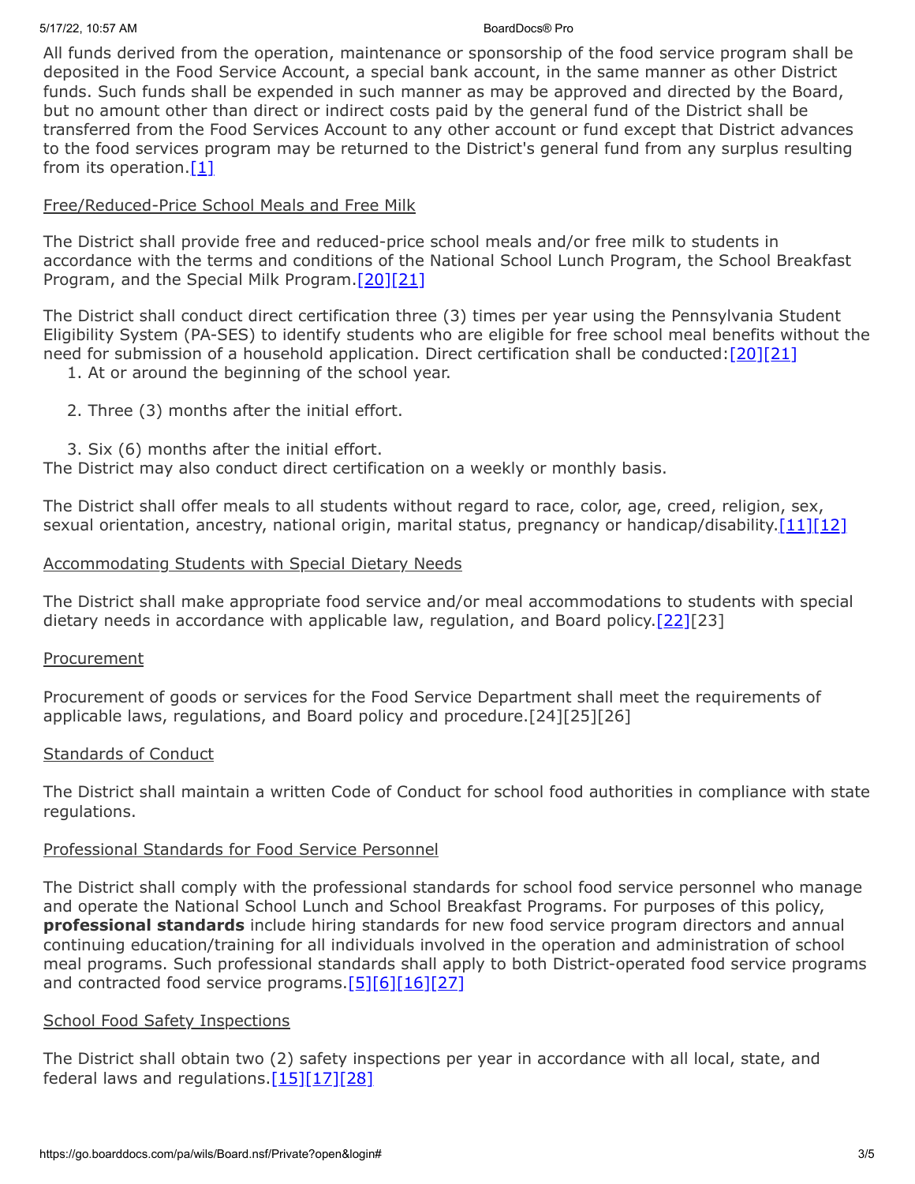All funds derived from the operation, maintenance or sponsorship of the food service program shall be deposited in the Food Service Account, a special bank account, in the same manner as other District funds. Such funds shall be expended in such manner as may be approved and directed by the Board, but no amount other than direct or indirect costs paid by the general fund of the District shall be transferred from the Food Services Account to any other account or fund except that District advances to the food services program may be returned to the District's general fund from any surplus resulting from its operation.[1]

Free/Reduced-Price School Meals and Free Milk

The District shall provide free and reduced-price school meals and/or free milk to students in accordance with the terms and conditions of the National School Lunch Program, the School Breakfast Program, and the Special Milk Program.[20][21]

The District shall conduct direct certification three (3) times per year using the Pennsylvania Student Eligibility System (PA-SES) to identify students who are eligible for free school meal benefits without the need for submission of a household application. Direct certification shall be conducted:[20][21]

1. At or around the beginning of the school year.

2. Three (3) months after the initial effort.

3. Six (6) months after the initial effort.

The District may also conduct direct certification on a weekly or monthly basis.

The District shall offer meals to all students without regard to race, color, age, creed, religion, sex, sexual orientation, ancestry, national origin, marital status, pregnancy or handicap/disability.[11][12]

Accommodating Students with Special Dietary Needs

The District shall make appropriate food service and/or meal accommodations to students with special dietary needs in accordance with applicable law, regulation, and Board policy.[22][23]

Procurement

Procurement of goods or services for the Food Service Department shall meet the requirements of applicable laws, regulations, and Board policy and procedure.[24][25][26]

Standards of Conduct

The District shall maintain a written Code of Conduct for school food authorities in compliance with state regulations.

Professional Standards for Food Service Personnel

The District shall comply with the professional standards for school food service personnel who manage and operate the National School Lunch and School Breakfast Programs. For purposes of this policy, **professional standards** include hiring standards for new food service program directors and annual continuing education/training for all individuals involved in the operation and administration of school meal programs. Such professional standards shall apply to both District-operated food service programs and contracted food service programs.[5][6][16][27]

School Food Safety Inspections

The District shall obtain two (2) safety inspections per year in accordance with all local, state, and federal laws and regulations.[15][17][28]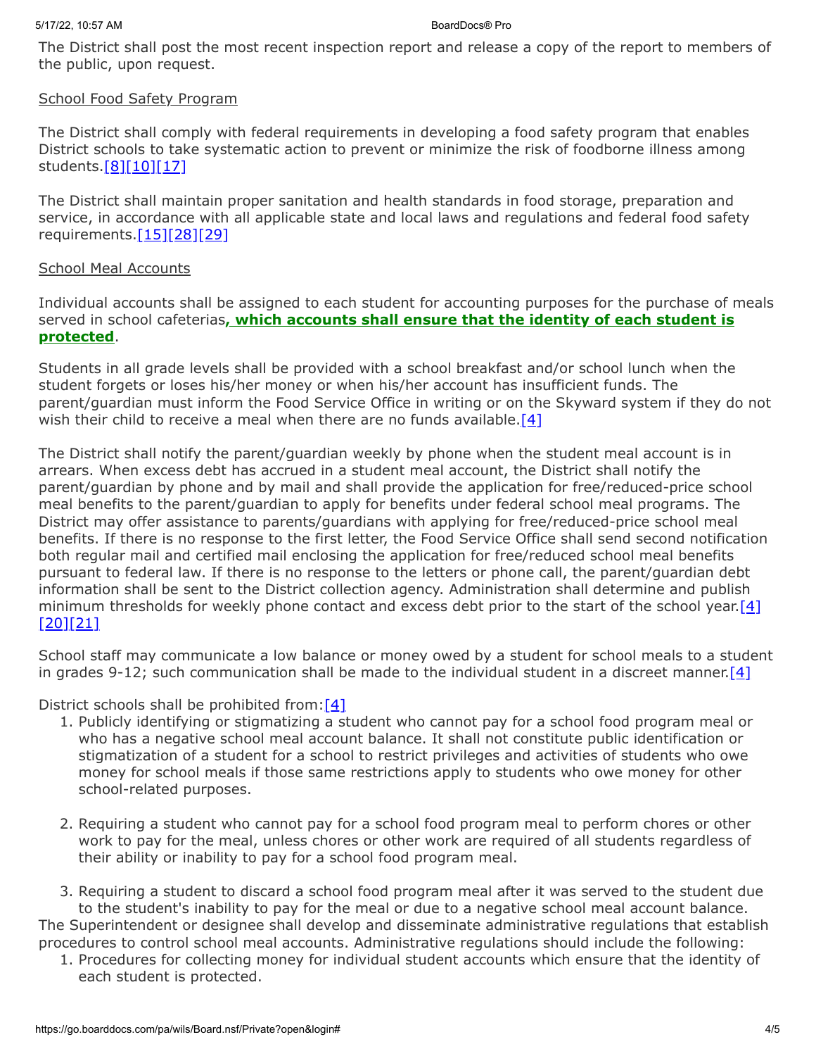The District shall post the most recent inspection report and release a copy of the report to members of the public, upon request.

School Food Safety Program

The District shall comply with federal requirements in developing a food safety program that enables District schools to take systematic action to prevent or minimize the risk of foodborne illness among students.[8][10][17]

The District shall maintain proper sanitation and health standards in food storage, preparation and service, in accordance with all applicable state and local laws and regulations and federal food safety requirements.[15][28][29]

School Meal Accounts

Individual accounts shall be assigned to each student for accounting purposes for the purchase of meals served in school cafeterias**, which accounts shall ensure that the identity of each student is protected**.

Students in all grade levels shall be provided with a school breakfast and/or school lunch when the student forgets or loses his/her money or when his/her account has insufficient funds. The parent/guardian must inform the Food Service Office in writing or on the Skyward system if they do not wish their child to receive a meal when there are no funds available.[4]

The District shall notify the parent/guardian weekly by phone when the student meal account is in arrears. When excess debt has accrued in a student meal account, the District shall notify the parent/guardian by phone and by mail and shall provide the application for free/reduced-price school meal benefits to the parent/guardian to apply for benefits under federal school meal programs. The District may offer assistance to parents/guardians with applying for free/reduced-price school meal benefits. If there is no response to the first letter, the Food Service Office shall send second notification both regular mail and certified mail enclosing the application for free/reduced school meal benefits pursuant to federal law. If there is no response to the letters or phone call, the parent/guardian debt information shall be sent to the District collection agency. Administration shall determine and publish minimum thresholds for weekly phone contact and excess debt prior to the start of the school year.[4][20][21]

School staff may communicate a low balance or money owed by a student for school meals to a student in grades 9-12; such communication shall be made to the individual student in a discreet manner.[4]

District schools shall be prohibited from:[4]

1. Publicly identifying or stigmatizing a student who cannot pay for a school food program meal or who has a negative school meal account balance. It shall not constitute public identification or stigmatization of a student for a school to restrict privileges and activities of students who owe money for school meals if those same restrictions apply to students who owe money for other school-related purposes.

2. Requiring a student who cannot pay for a school food program meal to perform chores or other work to pay for the meal, unless chores or other work are required of all students regardless of their ability or inability to pay for a school food program meal.

3. Requiring a student to discard a school food program meal after it was served to the student due to the student's inability to pay for the meal or due to a negative school meal account balance.

The Superintendent or designee shall develop and disseminate administrative regulations that establish procedures to control school meal accounts. Administrative regulations should include the following:

1. Procedures for collecting money for individual student accounts which ensure that the identity of each student is protected.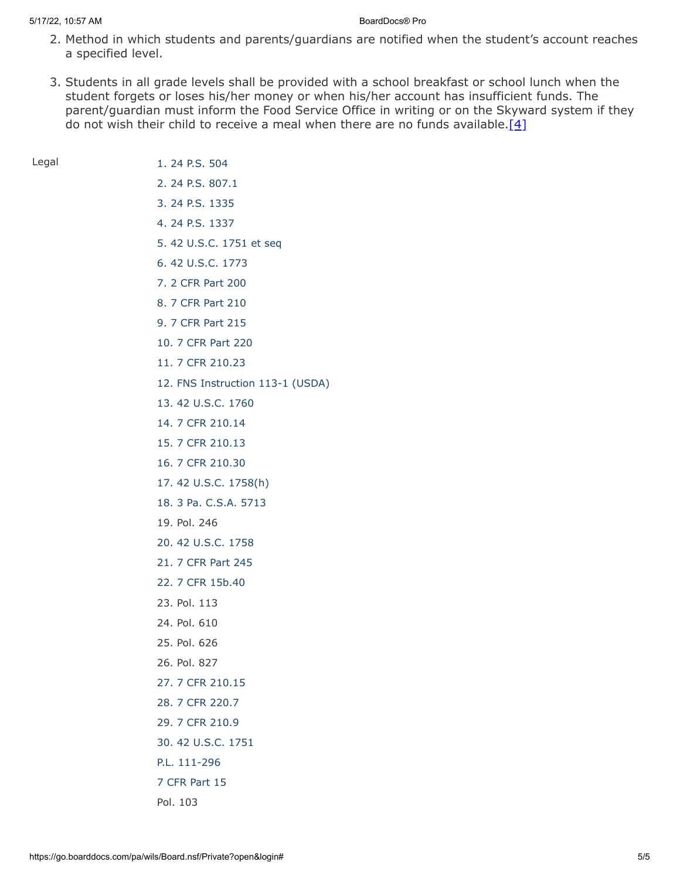2. Method in which students and parents/guardians are notified when the student's account reaches a specified level.

3. Students in all grade levels shall be provided with a school breakfast or school lunch when the student forgets or loses his/her money or when his/her account has insufficient funds. The parent/guardian must inform the Food Service Office in writing or on the Skyward system if they do not wish their child to receive a meal when there are no funds available.[4]

Legal

1. 24 P.S. 504
2. 24 P.S. 807.1
3. 24 P.S. 1335
4. 24 P.S. 1337
5. 42 U.S.C. 1751 et seq
6. 42 U.S.C. 1773
7. 2 CFR Part 200
8. 7 CFR Part 210
9. 7 CFR Part 215
10. 7 CFR Part 220
11. 7 CFR 210.23
12. FNS Instruction 113-1 (USDA)
13. 42 U.S.C. 1760
14. 7 CFR 210.14
15. 7 CFR 210.13
16. 7 CFR 210.30
17. 42 U.S.C. 1758(h)
18. 3 Pa. C.S.A. 5713
19. Pol. 246
20. 42 U.S.C. 1758
21. 7 CFR Part 245
22. 7 CFR 15b.40
23. Pol. 113
24. Pol. 610
25. Pol. 626
26. Pol. 827
27. 7 CFR 210.15
28. 7 CFR 220.7
29. 7 CFR 210.9
30. 42 U.S.C. 1751

P.L. 111-296

7 CFR Part 15

Pol. 103